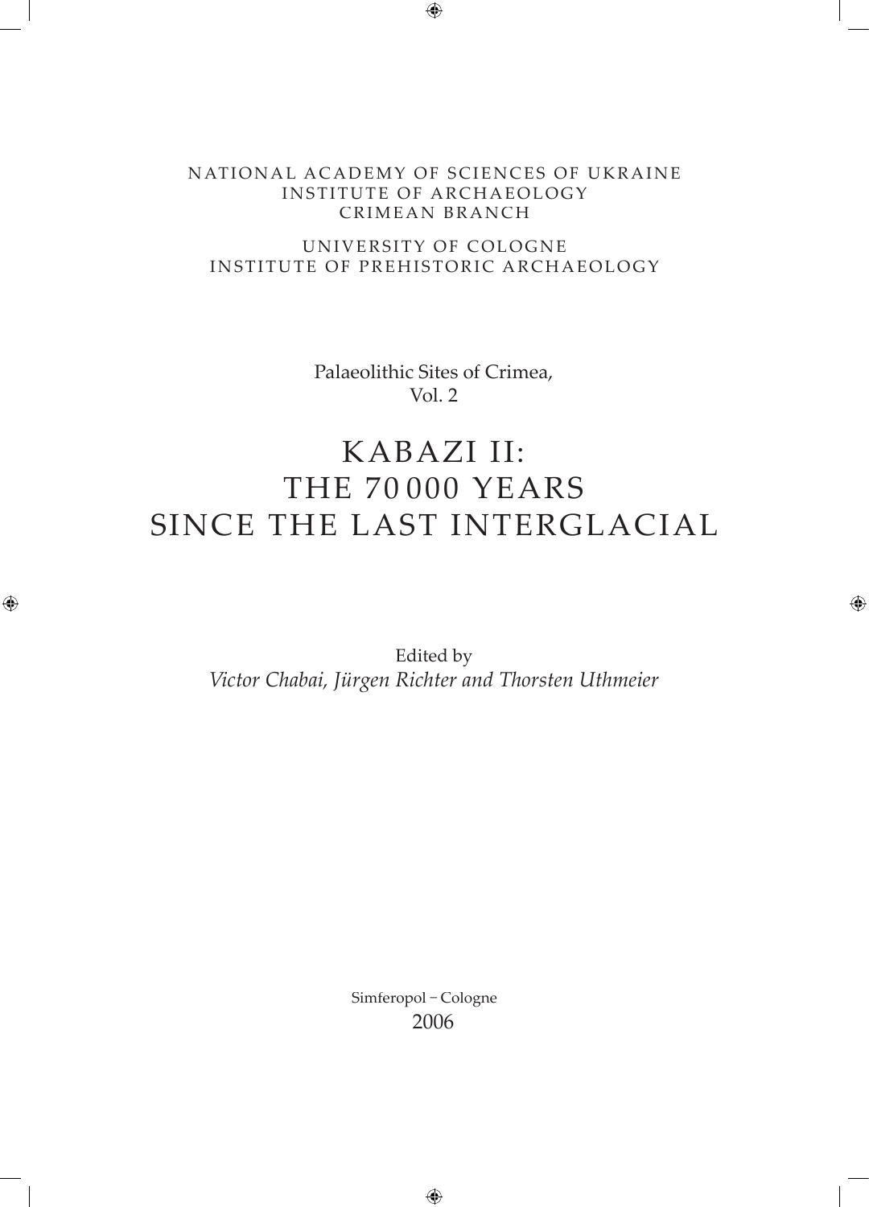NATIONAL ACADEMY OF SCIENCES OF UKRAINE
INSTITUTE OF ARCHAEOLOGY
CRIMEAN BRANCH

UNIVERSITY OF COLOGNE
INSTITUTE OF PREHISTORIC ARCHAEOLOGY

Palaeolithic Sites of Crimea,
Vol. 2

# KABAZI II: THE 70 000 YEARS SINCE THE LAST INTERGLACIAL

Edited by
*Victor Chabai, Jürgen Richter and Thorsten Uthmeier*

Simferopol – Cologne
2006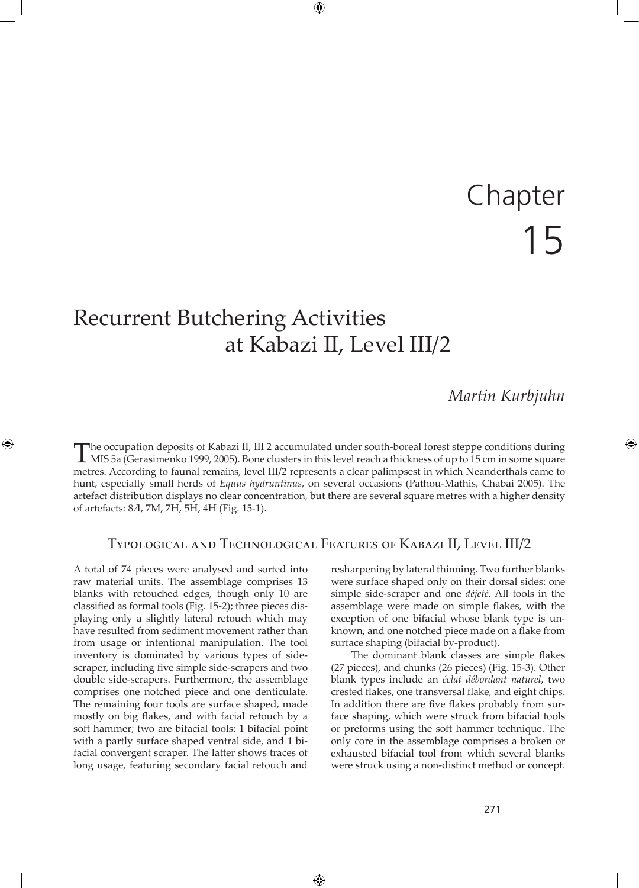# Chapter 15

# Recurrent Butchering Activities at Kabazi II, Level III/2

*Martin Kurbjuhn*

The occupation deposits of Kabazi II, III 2 accumulated under south-boreal forest steppe conditions during MIS 5a (Gerasimenko 1999, 2005). Bone clusters in this level reach a thickness of up to 15 cm in some square metres. According to faunal remains, level III/2 represents a clear palimpsest in which Neanderthals came to hunt, especially small herds of *Equus hydruntinus*, on several occasions (Pathou-Mathis, Chabai 2005). The artefact distribution displays no clear concentration, but there are several square metres with a higher density of artefacts: 8Л, 7M, 7H, 5H, 4H (Fig. 15-1).

## Typological and Technological Features of Kabazi II, Level III/2

A total of 74 pieces were analysed and sorted into raw material units. The assemblage comprises 13 blanks with retouched edges, though only 10 are classified as formal tools (Fig. 15-2); three pieces displaying only a slightly lateral retouch which may have resulted from sediment movement rather than from usage or intentional manipulation. The tool inventory is dominated by various types of side-scraper, including five simple side-scrapers and two double side-scrapers. Furthermore, the assemblage comprises one notched piece and one denticulate. The remaining four tools are surface shaped, made mostly on big flakes, and with facial retouch by a soft hammer; two are bifacial tools: 1 bifacial point with a partly surface shaped ventral side, and 1 bifacial convergent scraper. The latter shows traces of long usage, featuring secondary facial retouch and resharpening by lateral thinning. Two further blanks were surface shaped only on their dorsal sides: one simple side-scraper and one *déjeté*. All tools in the assemblage were made on simple flakes, with the exception of one bifacial whose blank type is unknown, and one notched piece made on a flake from surface shaping (bifacial by-product).

The dominant blank classes are simple flakes (27 pieces), and chunks (26 pieces) (Fig. 15-3). Other blank types include an *éclat débordant naturel*, two crested flakes, one transversal flake, and eight chips. In addition there are five flakes probably from surface shaping, which were struck from bifacial tools or preforms using the soft hammer technique. The only core in the assemblage comprises a broken or exhausted bifacial tool from which several blanks were struck using a non-distinct method or concept.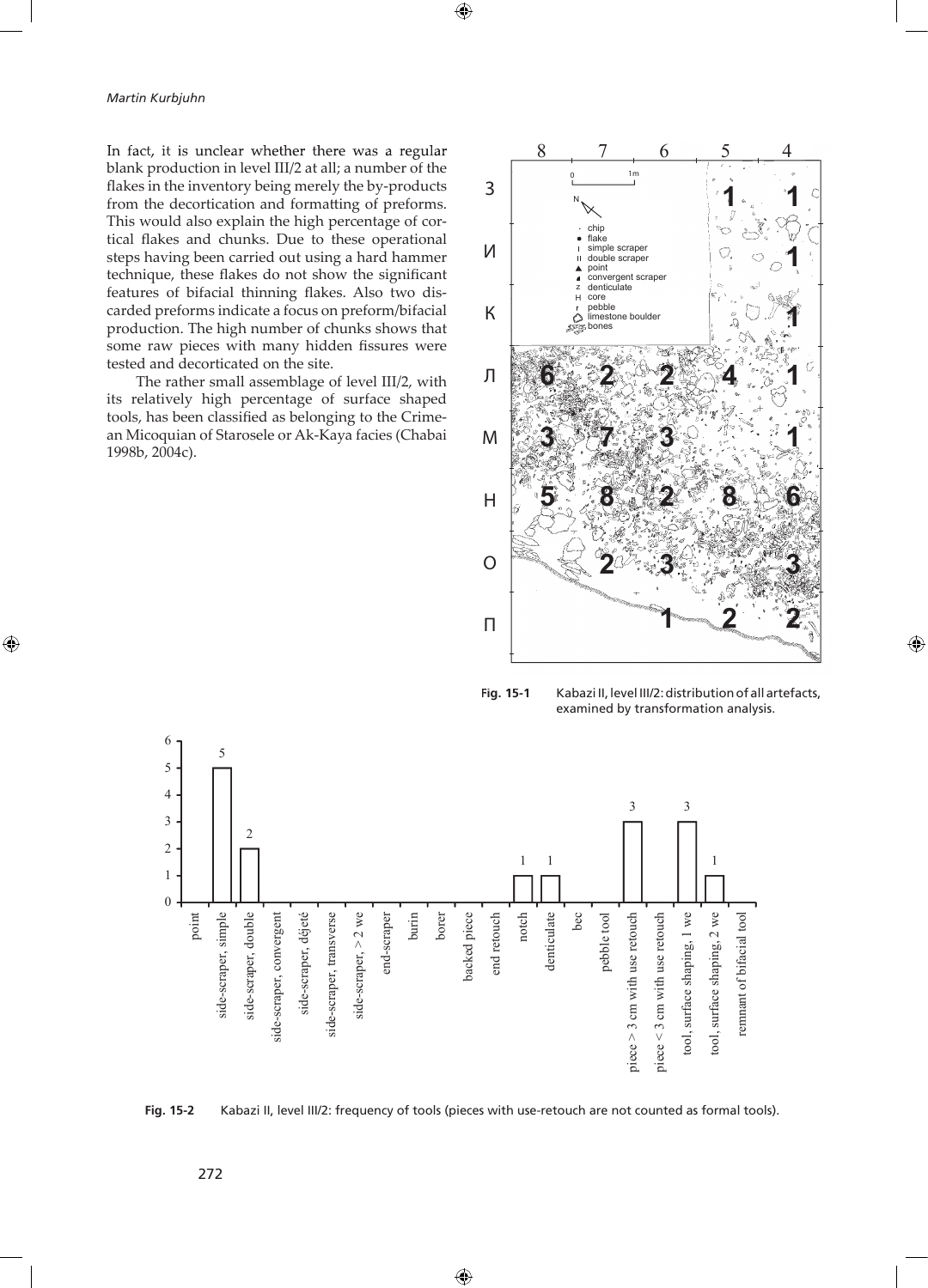In fact, it is unclear whether there was a regular blank production in level III/2 at all; a number of the flakes in the inventory being merely the by-products from the decortication and formatting of preforms. This would also explain the high percentage of cortical flakes and chunks. Due to these operational steps having been carried out using a hard hammer technique, these flakes do not show the significant features of bifacial thinning flakes. Also two discarded preforms indicate a focus on preform/bifacial production. The high number of chunks shows that some raw pieces with many hidden fissures were tested and decorticated on the site.

The rather small assemblage of level III/2, with its relatively high percentage of surface shaped tools, has been classified as belonging to the Crimean Micoquian of Starosele or Ak-Kaya facies (Chabai 1998b, 2004c).

**Fig. 15-1** Kabazi II, level III/2: distribution of all artefacts, examined by transformation analysis.

**Fig. 15-2** Kabazi II, level III/2: frequency of tools (pieces with use-retouch are not counted as formal tools).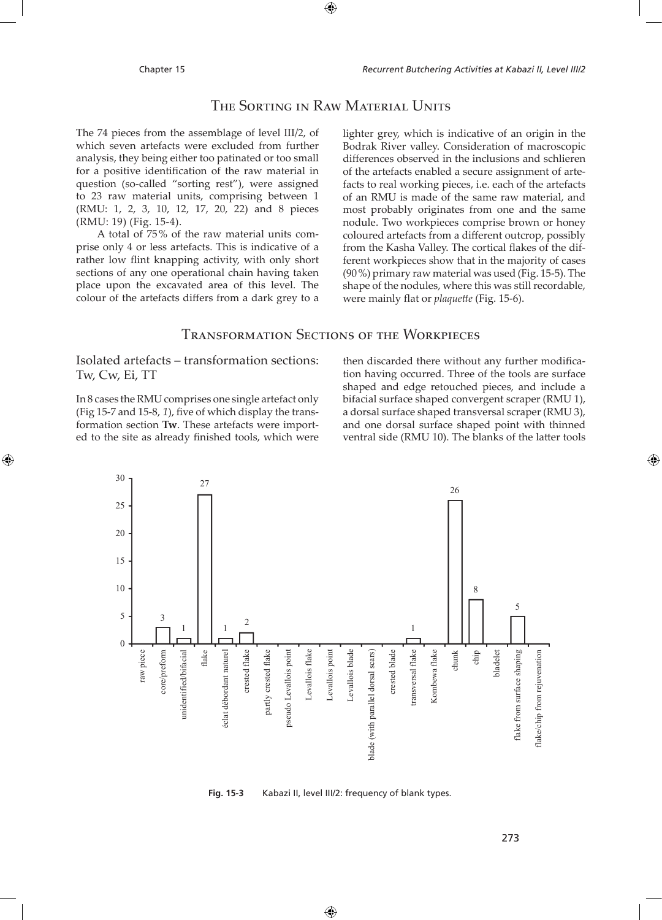## The Sorting in Raw Material Units

The 74 pieces from the assemblage of level III/2, of which seven artefacts were excluded from further analysis, they being either too patinated or too small for a positive identification of the raw material in question (so-called "sorting rest"), were assigned to 23 raw material units, comprising between 1 (RMU: 1, 2, 3, 10, 12, 17, 20, 22) and 8 pieces (RMU: 19) (Fig. 15-4).

A total of 75% of the raw material units comprise only 4 or less artefacts. This is indicative of a rather low flint knapping activity, with only short sections of any one operational chain having taken place upon the excavated area of this level. The colour of the artefacts differs from a dark grey to a lighter grey, which is indicative of an origin in the Bodrak River valley. Consideration of macroscopic differences observed in the inclusions and schlieren of the artefacts enabled a secure assignment of artefacts to real working pieces, i.e. each of the artefacts of an RMU is made of the same raw material, and most probably originates from one and the same nodule. Two workpieces comprise brown or honey coloured artefacts from a different outcrop, possibly from the Kasha Valley. The cortical flakes of the different workpieces show that in the majority of cases (90%) primary raw material was used (Fig. 15-5). The shape of the nodules, where this was still recordable, were mainly flat or *plaquette* (Fig. 15-6).

## Transformation Sections of the Workpieces

### Isolated artefacts – transformation sections: Tw, Cw, Ei, TT

In 8 cases the RMU comprises one single artefact only (Fig 15-7 and 15-8, *1*), five of which display the transformation section **Tw**. These artefacts were imported to the site as already finished tools, which were then discarded there without any further modification having occurred. Three of the tools are surface shaped and edge retouched pieces, and include a bifacial surface shaped convergent scraper (RMU 1), a dorsal surface shaped transversal scraper (RMU 3), and one dorsal surface shaped point with thinned ventral side (RMU 10). The blanks of the latter tools

**Fig. 15-3** Kabazi II, level III/2: frequency of blank types.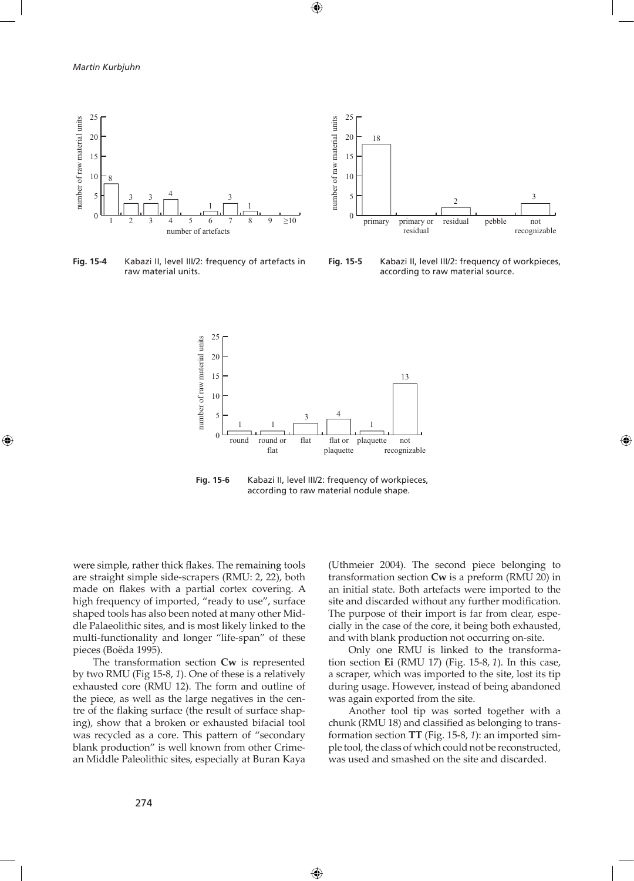Fig. 15-4 Kabazi II, level III/2: frequency of artefacts in raw material units.

Fig. 15-5 Kabazi II, level III/2: frequency of workpieces, according to raw material source.

Fig. 15-6 Kabazi II, level III/2: frequency of workpieces, according to raw material nodule shape.

were simple, rather thick flakes. The remaining tools are straight simple side-scrapers (RMU: 2, 22), both made on flakes with a partial cortex covering. A high frequency of imported, "ready to use", surface shaped tools has also been noted at many other Middle Palaeolithic sites, and is most likely linked to the multi-functionality and longer "life-span" of these pieces (Boëda 1995).

The transformation section **Cw** is represented by two RMU (Fig 15-8, *1*). One of these is a relatively exhausted core (RMU 12). The form and outline of the piece, as well as the large negatives in the centre of the flaking surface (the result of surface shaping), show that a broken or exhausted bifacial tool was recycled as a core. This pattern of "secondary blank production" is well known from other Crimean Middle Paleolithic sites, especially at Buran Kaya (Uthmeier 2004). The second piece belonging to transformation section **Cw** is a preform (RMU 20) in an initial state. Both artefacts were imported to the site and discarded without any further modification. The purpose of their import is far from clear, especially in the case of the core, it being both exhausted, and with blank production not occurring on-site.

Only one RMU is linked to the transformation section **Ei** (RMU 17) (Fig. 15-8, *1*). In this case, a scraper, which was imported to the site, lost its tip during usage. However, instead of being abandoned was again exported from the site.

Another tool tip was sorted together with a chunk (RMU 18) and classified as belonging to transformation section **TT** (Fig. 15-8, *1*): an imported simple tool, the class of which could not be reconstructed, was used and smashed on the site and discarded.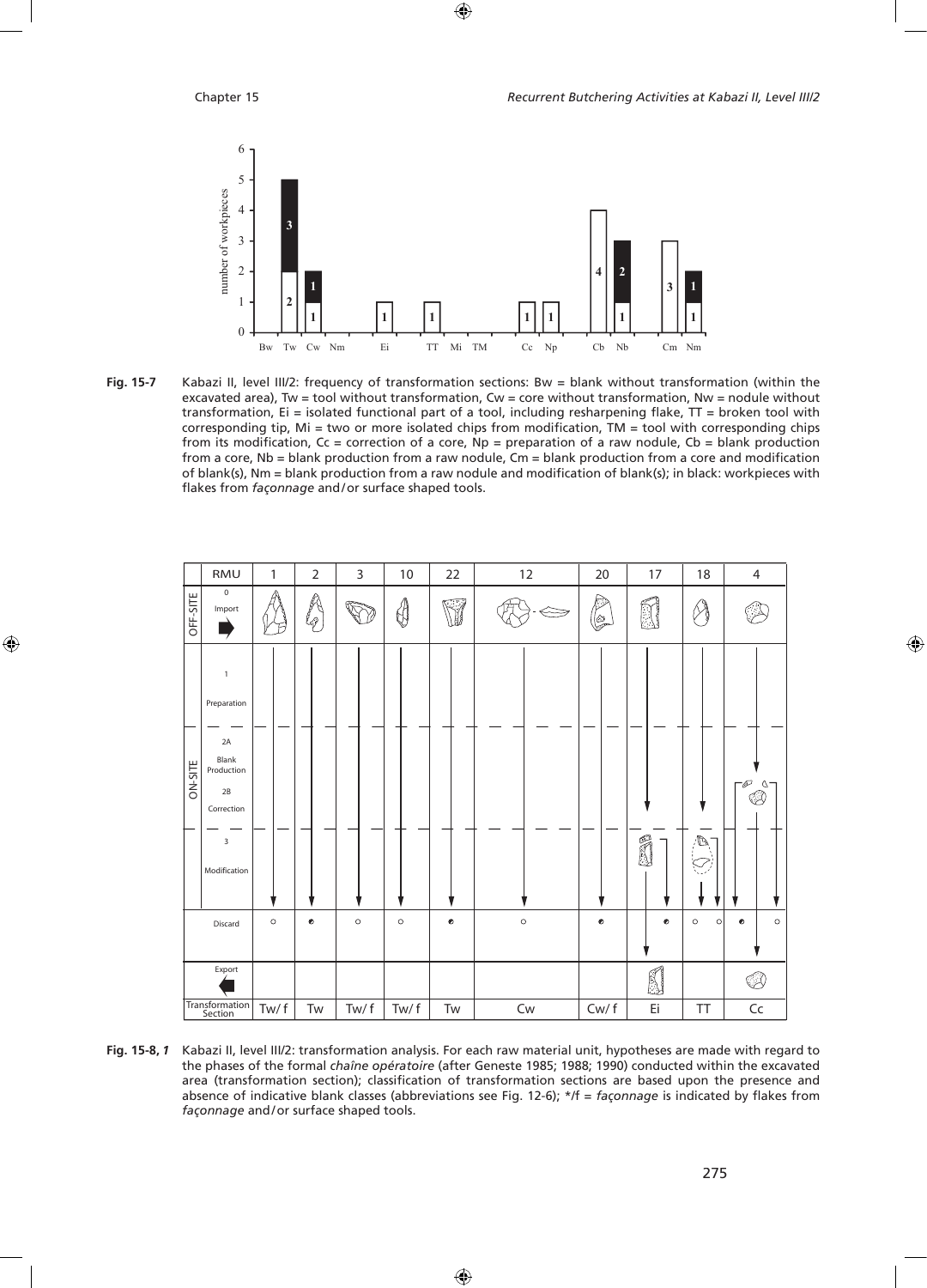**Fig. 15-7** Kabazi II, level III/2: frequency of transformation sections: Bw = blank without transformation (within the excavated area), Tw = tool without transformation, Cw = core without transformation, Nw = nodule without transformation, Ei = isolated functional part of a tool, including resharpening flake, TT = broken tool with corresponding tip, Mi = two or more isolated chips from modification, TM = tool with corresponding chips from its modification, Cc = correction of a core, Np = preparation of a raw nodule, Cb = blank production from a core, Nb = blank production from a raw nodule, Cm = blank production from a core and modification of blank(s), Nm = blank production from a raw nodule and modification of blank(s); in black: workpieces with flakes from *façonnage* and/or surface shaped tools.

**Fig. 15-8, *1*** Kabazi II, level III/2: transformation analysis. For each raw material unit, hypotheses are made with regard to the phases of the formal *chaîne opératoire* (after Geneste 1985; 1988; 1990) conducted within the excavated area (transformation section); classification of transformation sections are based upon the presence and absence of indicative blank classes (abbreviations see Fig. 12-6); */f = *façonnage* is indicated by flakes from *façonnage* and/or surface shaped tools.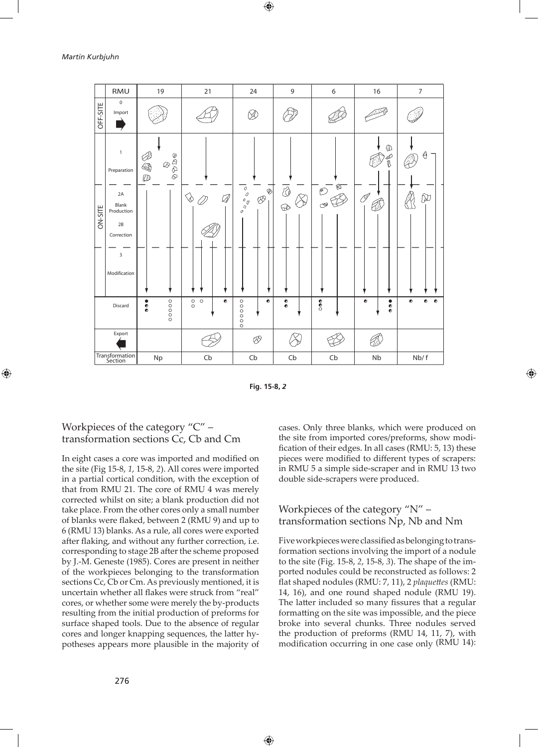| RMU | 19 | 21 | 24 | 9 | 6 | 16 | 7 |
|---|---|---|---|---|---|---|---|
| Transformation Section | Np | Cb | Cb | Cb | Cb | Nb | Nb/ f |

Fig. 15-8, *2*

## Workpieces of the category "C" – transformation sections Cc, Cb and Cm

In eight cases a core was imported and modified on the site (Fig 15-8, *1*, 15-8, *2*). All cores were imported in a partial cortical condition, with the exception of that from RMU 21. The core of RMU 4 was merely corrected whilst on site; a blank production did not take place. From the other cores only a small number of blanks were flaked, between 2 (RMU 9) and up to 6 (RMU 13) blanks. As a rule, all cores were exported after flaking, and without any further correction, i.e. corresponding to stage 2B after the scheme proposed by J.-M. Geneste (1985). Cores are present in neither of the workpieces belonging to the transformation sections Cc, Cb or Cm. As previously mentioned, it is uncertain whether all flakes were struck from "real" cores, or whether some were merely the by-products resulting from the initial production of preforms for surface shaped tools. Due to the absence of regular cores and longer knapping sequences, the latter hypotheses appears more plausible in the majority of cases. Only three blanks, which were produced on the site from imported cores/preforms, show modification of their edges. In all cases (RMU: 5, 13) these pieces were modified to different types of scrapers: in RMU 5 a simple side-scraper and in RMU 13 two double side-scrapers were produced.

## Workpieces of the category "N" – transformation sections Np, Nb and Nm

Five workpieces were classified as belonging to transformation sections involving the import of a nodule to the site (Fig. 15-8, *2*, 15-8, *3*). The shape of the imported nodules could be reconstructed as follows: 2 flat shaped nodules (RMU: 7, 11), 2 *plaquettes* (RMU: 14, 16), and one round shaped nodule (RMU 19). The latter included so many fissures that a regular formatting on the site was impossible, and the piece broke into several chunks. Three nodules served the production of preforms (RMU 14, 11, 7), with modification occurring in one case only (RMU 14):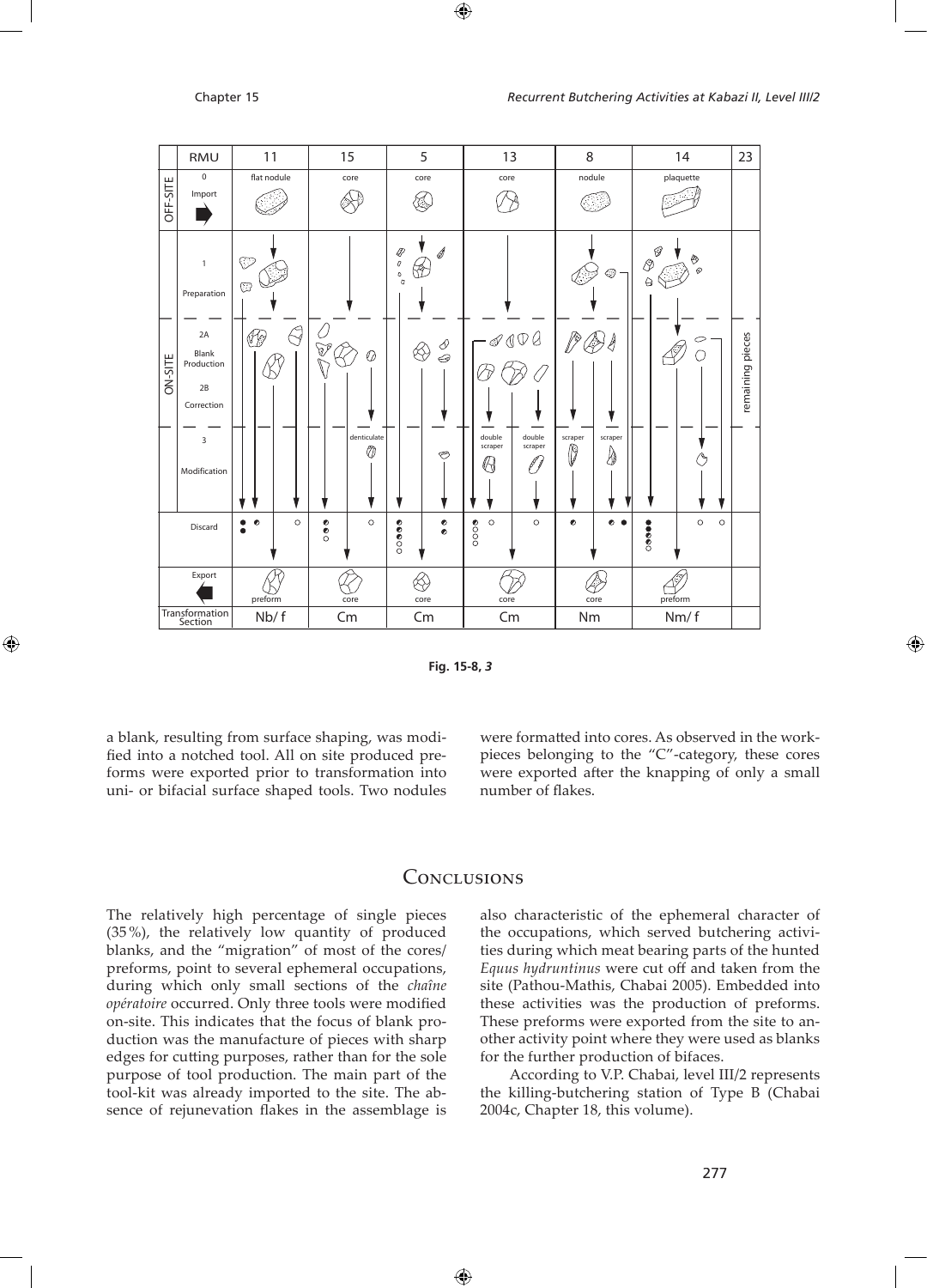Fig. 15-8, *3*

a blank, resulting from surface shaping, was modified into a notched tool. All on site produced preforms were exported prior to transformation into uni- or bifacial surface shaped tools. Two nodules were formatted into cores. As observed in the workpieces belonging to the "C"-category, these cores were exported after the knapping of only a small number of flakes.

## Conclusions

The relatively high percentage of single pieces (35 %), the relatively low quantity of produced blanks, and the "migration" of most of the cores/preforms, point to several ephemeral occupations, during which only small sections of the *chaîne opératoire* occurred. Only three tools were modified on-site. This indicates that the focus of blank production was the manufacture of pieces with sharp edges for cutting purposes, rather than for the sole purpose of tool production. The main part of the tool-kit was already imported to the site. The absence of rejunevation flakes in the assemblage is also characteristic of the ephemeral character of the occupations, which served butchering activities during which meat bearing parts of the hunted *Equus hydruntinus* were cut off and taken from the site (Pathou-Mathis, Chabai 2005). Embedded into these activities was the production of preforms. These preforms were exported from the site to another activity point where they were used as blanks for the further production of bifaces.

According to V.P. Chabai, level III/2 represents the killing-butchering station of Type B (Chabai 2004c, Chapter 18, this volume).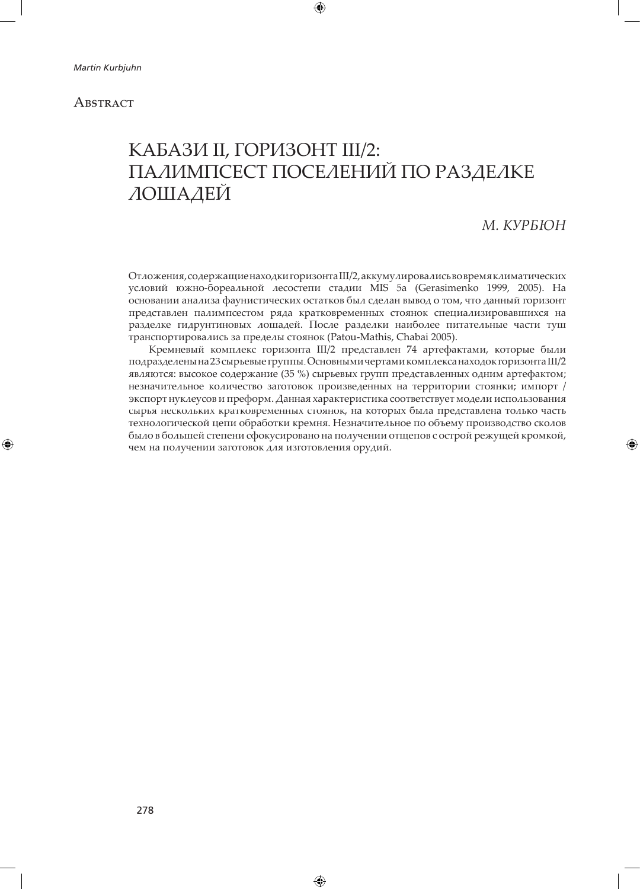## Abstract

# КАБАЗИ II, ГОРИЗОНТ III/2: ПАЛИМПСЕСТ ПОСЕЛЕНИЙ ПО РАЗДЕЛКЕ ЛОШАДЕЙ

*М. КУРБЮН*

Отложения, содержащие находки горизонта III/2, аккумулировались во время климатических условий южно-бореальной лесостепи стадии MIS 5a (Gerasimenko 1999, 2005). На основании анализа фаунистических остатков был сделан вывод о том, что данный горизонт представлен палимпсестом ряда кратковременных стоянок специализировавшихся на разделке гидрунтиновых лошадей. После разделки наиболее питательные части туш транспортировались за пределы стоянок (Patou-Mathis, Chabai 2005).

Кремневый комплекс горизонта III/2 представлен 74 артефактами, которые были подразделены на 23 сырьевые группы. Основными чертами комплекса находок горизонта III/2 являются: высокое содержание (35 %) сырьевых групп представленных одним артефактом; незначительное количество заготовок произведенных на территории стоянки; импорт / экспорт нуклеусов и преформ. Данная характеристика соответствует модели использования сырья нескольких кратковременных стоянок, на которых была представлена только часть технологической цепи обработки кремня. Незначительное по объему производство сколов было в большей степени сфокусировано на получении отщепов с острой режущей кромкой, чем на получении заготовок для изготовления орудий.